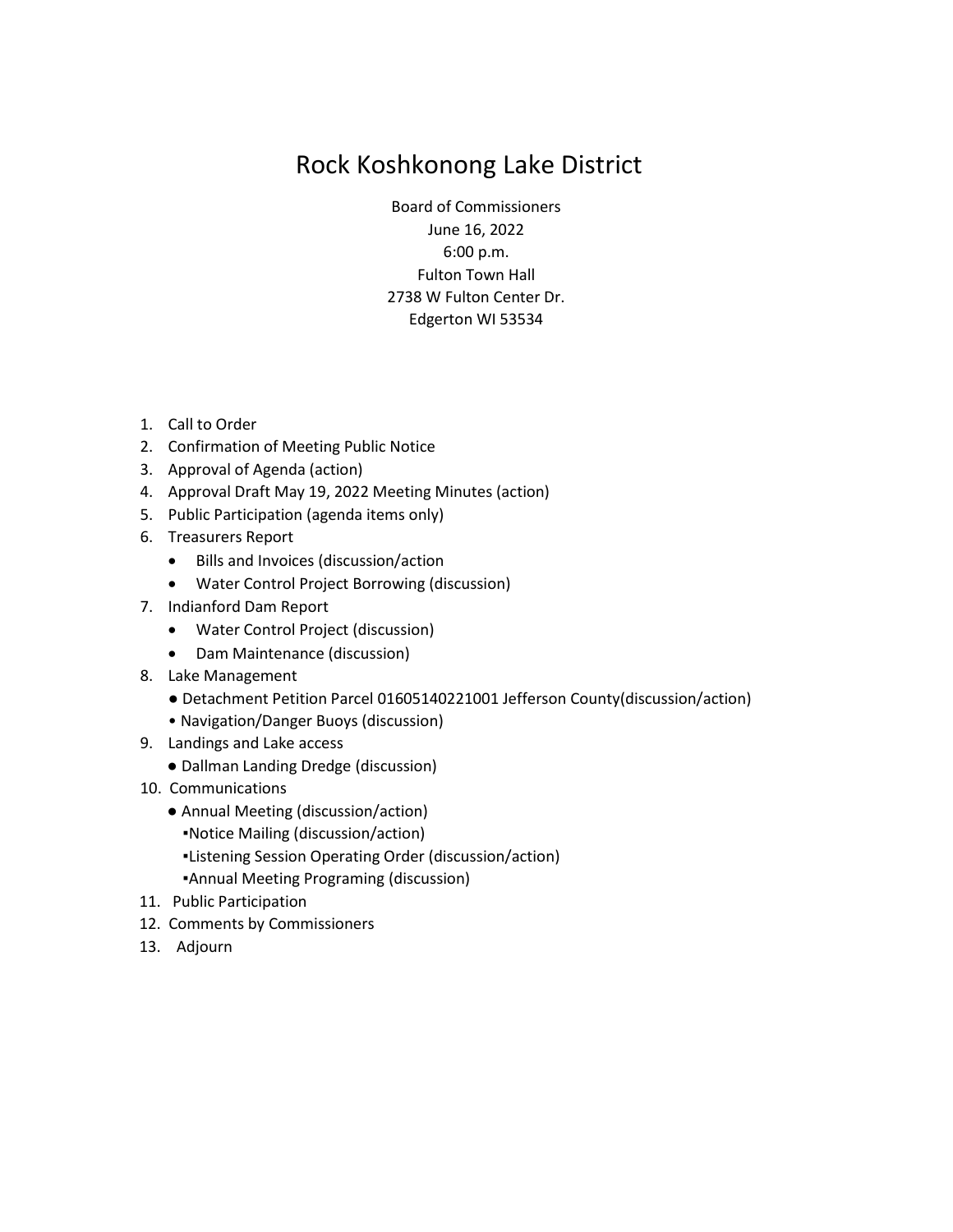# Rock Koshkonong Lake District

Board of Commissioners
June 16, 2022
6:00 p.m.
Fulton Town Hall
2738 W Fulton Center Dr.
Edgerton WI 53534

1. Call to Order
2. Confirmation of Meeting Public Notice
3. Approval of Agenda (action)
4. Approval Draft May 19, 2022 Meeting Minutes (action)
5. Public Participation (agenda items only)
6. Treasurers Report
   - Bills and Invoices (discussion/action
   - Water Control Project Borrowing (discussion)
7. Indianford Dam Report
   - Water Control Project (discussion)
   - Dam Maintenance (discussion)
8. Lake Management
   - Detachment Petition Parcel 01605140221001 Jefferson County(discussion/action)
   - Navigation/Danger Buoys (discussion)
9. Landings and Lake access
   - Dallman Landing Dredge (discussion)
10. Communications
    - Annual Meeting (discussion/action)
      - Notice Mailing (discussion/action)
      - Listening Session Operating Order (discussion/action)
      - Annual Meeting Programing (discussion)
11. Public Participation
12. Comments by Commissioners
13. Adjourn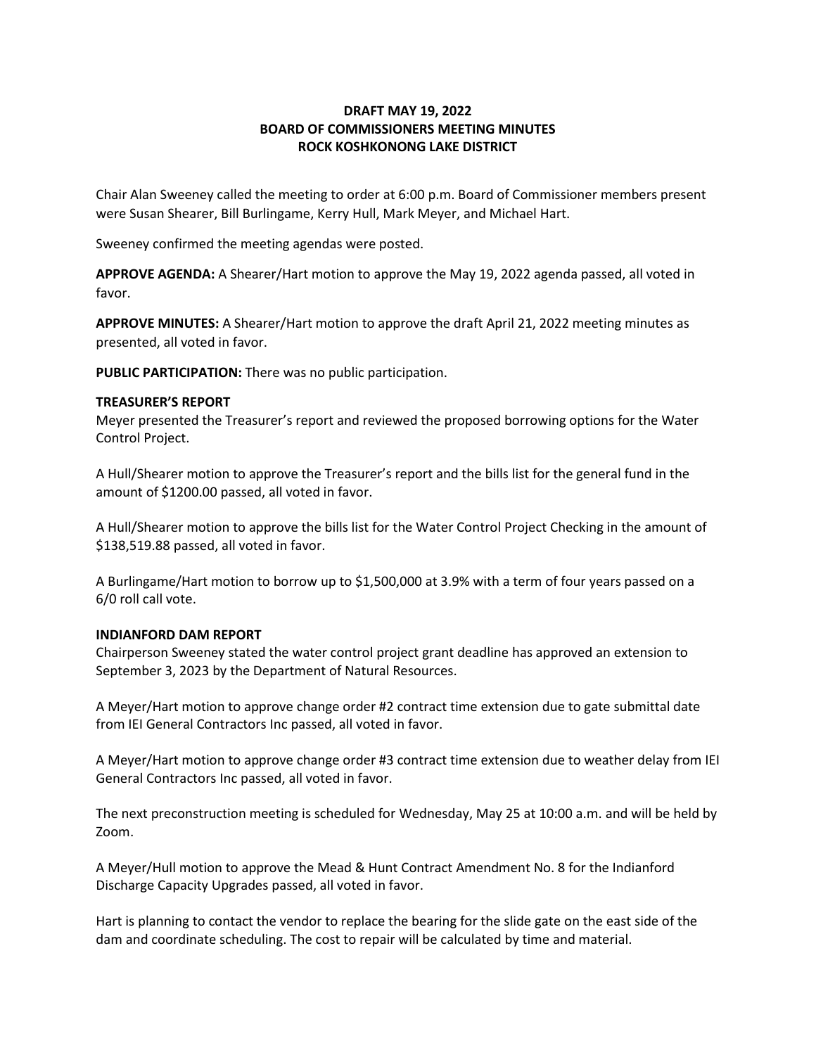**DRAFT MAY 19, 2022**
**BOARD OF COMMISSIONERS MEETING MINUTES**
**ROCK KOSHKONONG LAKE DISTRICT**

Chair Alan Sweeney called the meeting to order at 6:00 p.m. Board of Commissioner members present were Susan Shearer, Bill Burlingame, Kerry Hull, Mark Meyer, and Michael Hart.

Sweeney confirmed the meeting agendas were posted.

**APPROVE AGENDA:** A Shearer/Hart motion to approve the May 19, 2022 agenda passed, all voted in favor.

**APPROVE MINUTES:** A Shearer/Hart motion to approve the draft April 21, 2022 meeting minutes as presented, all voted in favor.

**PUBLIC PARTICIPATION:** There was no public participation.

**TREASURER'S REPORT**

Meyer presented the Treasurer's report and reviewed the proposed borrowing options for the Water Control Project.

A Hull/Shearer motion to approve the Treasurer's report and the bills list for the general fund in the amount of $1200.00 passed, all voted in favor.

A Hull/Shearer motion to approve the bills list for the Water Control Project Checking in the amount of $138,519.88 passed, all voted in favor.

A Burlingame/Hart motion to borrow up to $1,500,000 at 3.9% with a term of four years passed on a 6/0 roll call vote.

**INDIANFORD DAM REPORT**

Chairperson Sweeney stated the water control project grant deadline has approved an extension to September 3, 2023 by the Department of Natural Resources.

A Meyer/Hart motion to approve change order #2 contract time extension due to gate submittal date from IEI General Contractors Inc passed, all voted in favor.

A Meyer/Hart motion to approve change order #3 contract time extension due to weather delay from IEI General Contractors Inc passed, all voted in favor.

The next preconstruction meeting is scheduled for Wednesday, May 25 at 10:00 a.m. and will be held by Zoom.

A Meyer/Hull motion to approve the Mead & Hunt Contract Amendment No. 8 for the Indianford Discharge Capacity Upgrades passed, all voted in favor.

Hart is planning to contact the vendor to replace the bearing for the slide gate on the east side of the dam and coordinate scheduling. The cost to repair will be calculated by time and material.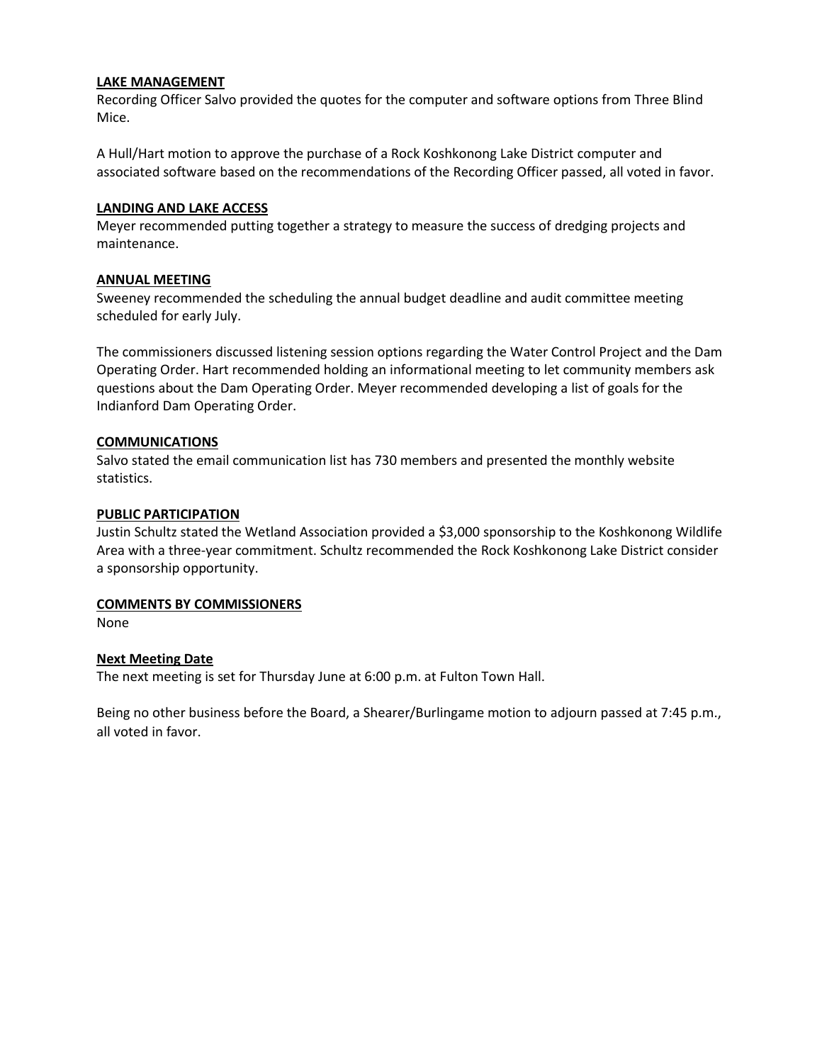**LAKE MANAGEMENT**

Recording Officer Salvo provided the quotes for the computer and software options from Three Blind Mice.

A Hull/Hart motion to approve the purchase of a Rock Koshkonong Lake District computer and associated software based on the recommendations of the Recording Officer passed, all voted in favor.

**LANDING AND LAKE ACCESS**

Meyer recommended putting together a strategy to measure the success of dredging projects and maintenance.

**ANNUAL MEETING**

Sweeney recommended the scheduling the annual budget deadline and audit committee meeting scheduled for early July.

The commissioners discussed listening session options regarding the Water Control Project and the Dam Operating Order. Hart recommended holding an informational meeting to let community members ask questions about the Dam Operating Order. Meyer recommended developing a list of goals for the Indianford Dam Operating Order.

**COMMUNICATIONS**

Salvo stated the email communication list has 730 members and presented the monthly website statistics.

**PUBLIC PARTICIPATION**

Justin Schultz stated the Wetland Association provided a $3,000 sponsorship to the Koshkonong Wildlife Area with a three-year commitment. Schultz recommended the Rock Koshkonong Lake District consider a sponsorship opportunity.

**COMMENTS BY COMMISSIONERS**

None

**Next Meeting Date**

The next meeting is set for Thursday June at 6:00 p.m. at Fulton Town Hall.

Being no other business before the Board, a Shearer/Burlingame motion to adjourn passed at 7:45 p.m., all voted in favor.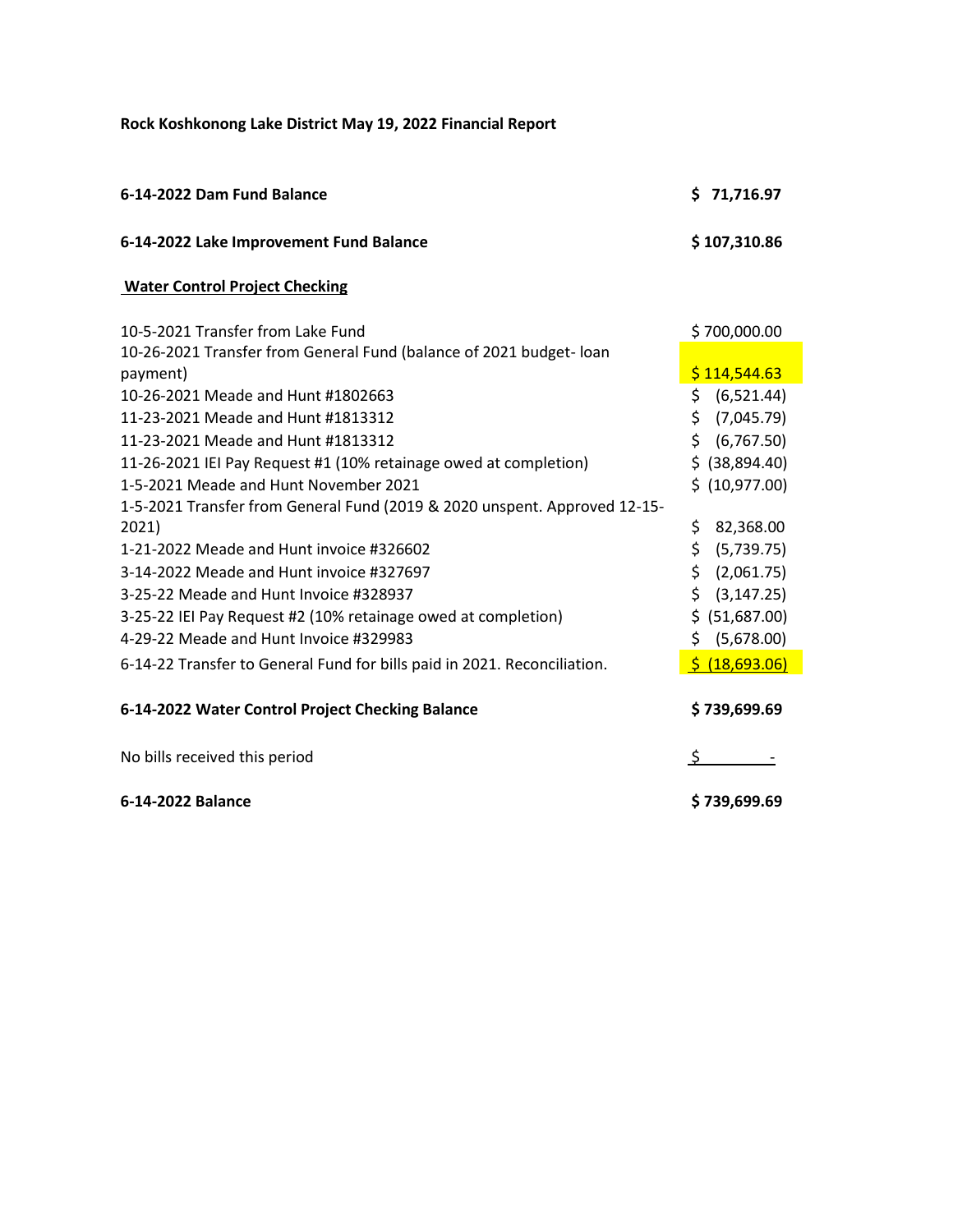**Rock Koshkonong Lake District May 19, 2022 Financial Report**

| | |
|---|---|
| **6-14-2022 Dam Fund Balance** | **$ 71,716.97** |
| **6-14-2022 Lake Improvement Fund Balance** | **$ 107,310.86** |

**Water Control Project Checking**

| | |
|---|---|
| 10-5-2021 Transfer from Lake Fund | $ 700,000.00 |
| 10-26-2021 Transfer from General Fund (balance of 2021 budget- loan payment) | $ 114,544.63 |
| 10-26-2021 Meade and Hunt #1802663 | $ (6,521.44) |
| 11-23-2021 Meade and Hunt #1813312 | $ (7,045.79) |
| 11-23-2021 Meade and Hunt #1813312 | $ (6,767.50) |
| 11-26-2021 IEI Pay Request #1 (10% retainage owed at completion) | $ (38,894.40) |
| 1-5-2021 Meade and Hunt November 2021 | $ (10,977.00) |
| 1-5-2021 Transfer from General Fund (2019 & 2020 unspent. Approved 12-15-2021) | $ 82,368.00 |
| 1-21-2022 Meade and Hunt invoice #326602 | $ (5,739.75) |
| 3-14-2022 Meade and Hunt invoice #327697 | $ (2,061.75) |
| 3-25-22 Meade and Hunt Invoice #328937 | $ (3,147.25) |
| 3-25-22 IEI Pay Request #2 (10% retainage owed at completion) | $ (51,687.00) |
| 4-29-22 Meade and Hunt Invoice #329983 | $ (5,678.00) |
| 6-14-22 Transfer to General Fund for bills paid in 2021. Reconciliation. | $ (18,693.06) |
| **6-14-2022 Water Control Project Checking Balance** | **$ 739,699.69** |
| No bills received this period | $ - |
| **6-14-2022 Balance** | **$ 739,699.69** |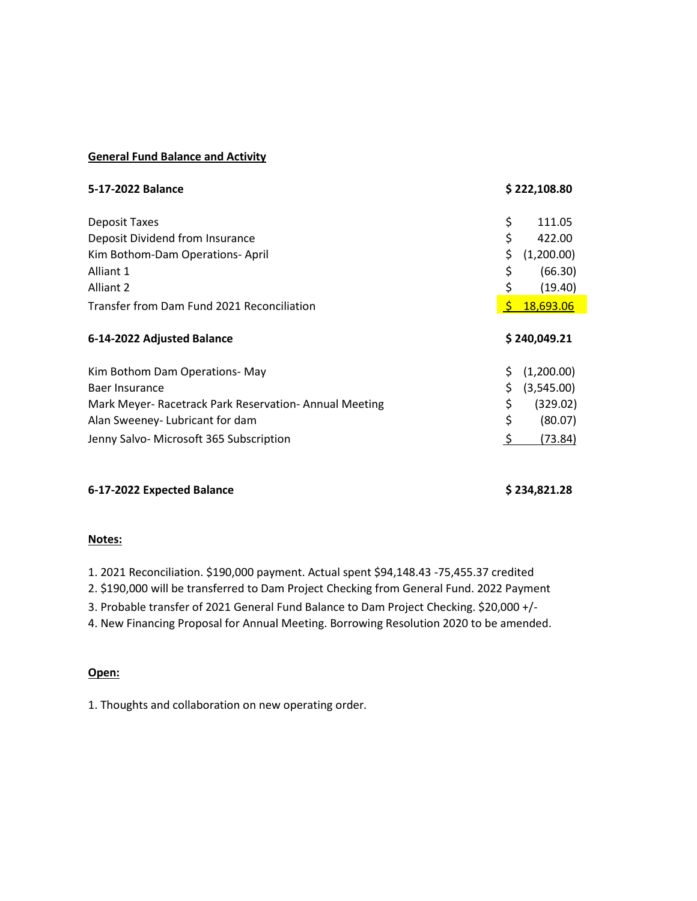**General Fund Balance and Activity**

| | |
|---|---|
| **5-17-2022 Balance** | **$ 222,108.80** |
| Deposit Taxes | $ 111.05 |
| Deposit Dividend from Insurance | $ 422.00 |
| Kim Bothom-Dam Operations- April | $ (1,200.00) |
| Alliant 1 | $ (66.30) |
| Alliant 2 | $ (19.40) |
| Transfer from Dam Fund 2021 Reconciliation | $ 18,693.06 |
| **6-14-2022 Adjusted Balance** | **$ 240,049.21** |
| Kim Bothom Dam Operations- May | $ (1,200.00) |
| Baer Insurance | $ (3,545.00) |
| Mark Meyer- Racetrack Park Reservation- Annual Meeting | $ (329.02) |
| Alan Sweeney- Lubricant for dam | $ (80.07) |
| Jenny Salvo- Microsoft 365 Subscription | $ (73.84) |
| **6-17-2022 Expected Balance** | **$ 234,821.28** |

**Notes:**

1. 2021 Reconciliation. $190,000 payment. Actual spent $94,148.43 -75,455.37 credited
2. $190,000 will be transferred to Dam Project Checking from General Fund. 2022 Payment
3. Probable transfer of 2021 General Fund Balance to Dam Project Checking. $20,000 +/-
4. New Financing Proposal for Annual Meeting. Borrowing Resolution 2020 to be amended.

**Open:**

1. Thoughts and collaboration on new operating order.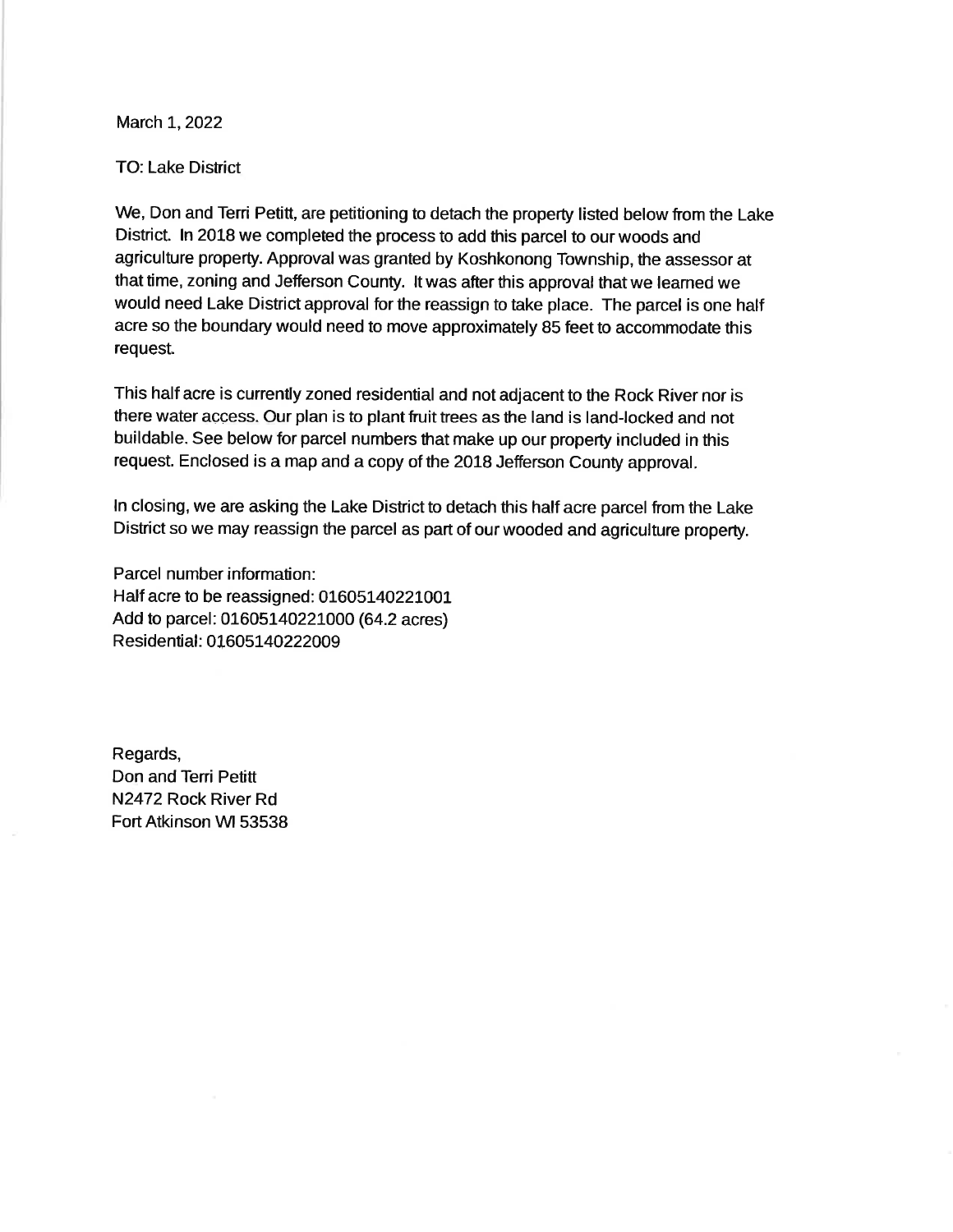March 1, 2022

TO: Lake District

We, Don and Terri Petitt, are petitioning to detach the property listed below from the Lake District. In 2018 we completed the process to add this parcel to our woods and agriculture property. Approval was granted by Koshkonong Township, the assessor at that time, zoning and Jefferson County. It was after this approval that we learned we would need Lake District approval for the reassign to take place. The parcel is one half acre so the boundary would need to move approximately 85 feet to accommodate this request.

This half acre is currently zoned residential and not adjacent to the Rock River nor is there water access. Our plan is to plant fruit trees as the land is land-locked and not buildable. See below for parcel numbers that make up our property included in this request. Enclosed is a map and a copy of the 2018 Jefferson County approval.

In closing, we are asking the Lake District to detach this half acre parcel from the Lake District so we may reassign the parcel as part of our wooded and agriculture property.

Parcel number information:
Half acre to be reassigned: 01605140221001
Add to parcel: 01605140221000 (64.2 acres)
Residential: 01605140222009

Regards,
Don and Terri Petitt
N2472 Rock River Rd
Fort Atkinson WI 53538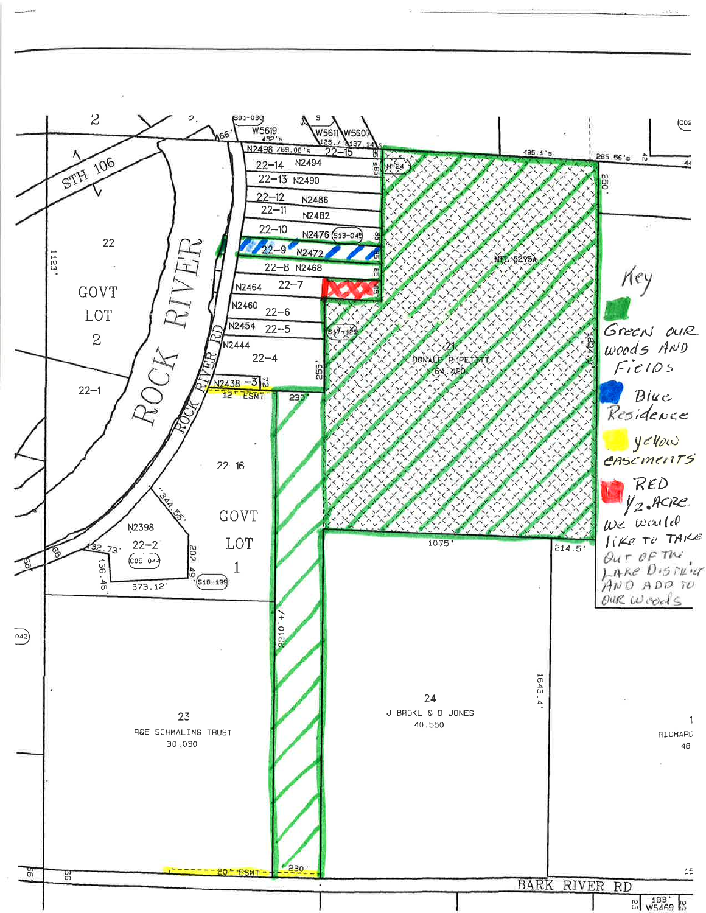2

STH 106

ROCK RIVER

ROCK RIVER RD

22

GOVT LOT 2

1123'

22-1

22-16

GOVT LOT 1

N2398

22-2

C08-044

S18-199

344.56'

32.73'

136.46'

202.49'

373.12'

S01-030

W5619

432's

W5611 W5607

125.7' 137.14's

N2498 769.06's 22-15

22-14 N2494

22-13 N2490

22-12 N2486

22-11 N2482

22-10 N2476 S13-045

22-9 N2472

22-8 N2468

N2464 22-7

N2460 22-6

N2454 22-5

N2444 22-4

N2438 -3

12' ESMT

230'

255'

S17-129

M-24

435.1's

285.56's

250'

MFL 5295A

21

DONALD P PETITT

64.420

1824.5'

1075'

214.5'

2210'+/-

24

J BROKL & D JONES

40.550

1643.4'

23

R&E SCHMALING TRUST

30.030

20' ESMT

230'

BARK RIVER RD

RICHARD

48

W5469

**Key**

Green our woods and fields

Blue Residence

yellow easements

RED 1/2 Acre we would like to take out of the Lake District and add to our woods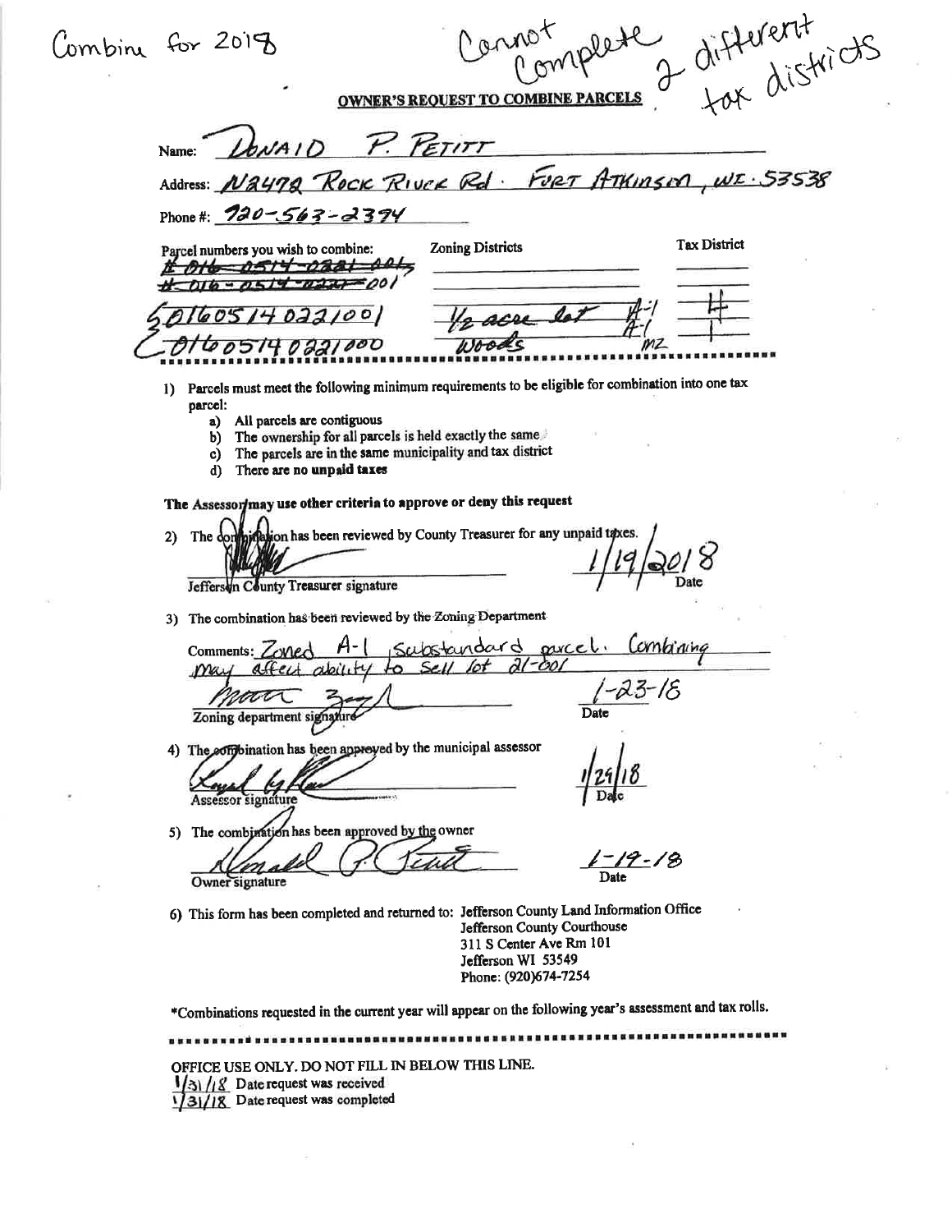Combine for 2018

Cannot Complete 2 different tax districts

**OWNER'S REQUEST TO COMBINE PARCELS**

Name: DONALD P. PETITT

Address: N2472 ROCK RIVER Rd. FORT ATKINSON, WI. 53538

Phone #: 920-563-2394

| Parcel numbers you wish to combine: | Zoning Districts | | Tax District |
|---|---|---|---|
| ~~# 016-0514-0221-001~~ | | | |
| ~~# 016-0514-0221-001~~ | | | |
| 01605140221001 | 1/2 acre lot | A-1 | # |
| 01605140221000 | Woods | A-1 MZ | 1 |

1) Parcels must meet the following minimum requirements to be eligible for combination into one tax parcel:
   a) All parcels are contiguous
   b) The ownership for all parcels is held exactly the same
   c) The parcels are in the same municipality and tax district
   d) There are no **unpaid taxes**

**The Assessor may use other criteria to approve or deny this request**

2) The combination has been reviewed by County Treasurer for any unpaid taxes.

[signature] 1/19/2018

Jefferson County Treasurer signature — Date

3) The combination has been reviewed by the Zoning Department

Comments: Zoned A-1 Substandard parcel. Combining may affect ability to sell lot 21-001

[signature] 1-23-18

Zoning department signature — Date

4) The combination has been approved by the municipal assessor

[signature] 1/29/18

Assessor signature — Date

5) The combination has been approved by the owner

[signature] 1-19-18

Owner signature — Date

6) This form has been completed and returned to: Jefferson County Land Information Office
Jefferson County Courthouse
311 S Center Ave Rm 101
Jefferson WI 53549
Phone: (920)674-7254

*Combinations requested in the current year will appear on the following year's assessment and tax rolls.

OFFICE USE ONLY. DO NOT FILL IN BELOW THIS LINE.

1/31/18 Date request was received

1/31/18 Date request was completed